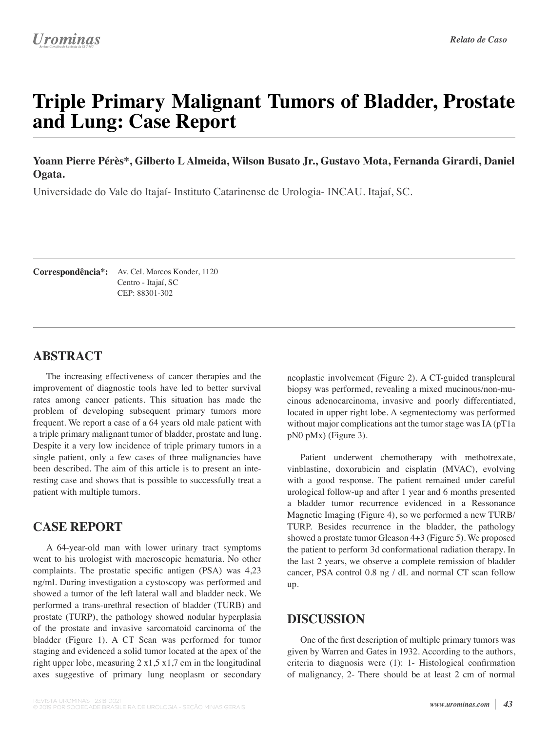Relato de Caso

# Triple Primary Malignant Tumors of Bladder, Prostate and Lung: Case Report

**Yoann Pierre Pérès\*, Gilberto L Almeida, Wilson Busato Jr., Gustavo Mota, Fernanda Girardi, Daniel Ogata.**

Universidade do Vale do Itajaí- Instituto Catarinense de Urologia- INCAU. Itajaí, SC.

**Correspondência\*:** Av. Cel. Marcos Konder, 1120
Centro - Itajaí, SC
CEP: 88301-302

## ABSTRACT

The increasing effectiveness of cancer therapies and the improvement of diagnostic tools have led to better survival rates among cancer patients. This situation has made the problem of developing subsequent primary tumors more frequent. We report a case of a 64 years old male patient with a triple primary malignant tumor of bladder, prostate and lung. Despite it a very low incidence of triple primary tumors in a single patient, only a few cases of three malignancies have been described. The aim of this article is to present an interesting case and shows that is possible to successfully treat a patient with multiple tumors.

## CASE REPORT

A 64-year-old man with lower urinary tract symptoms went to his urologist with macroscopic hematuria. No other complaints. The prostatic specific antigen (PSA) was 4,23 ng/ml. During investigation a cystoscopy was performed and showed a tumor of the left lateral wall and bladder neck. We performed a trans-urethral resection of bladder (TURB) and prostate (TURP), the pathology showed nodular hyperplasia of the prostate and invasive sarcomatoid carcinoma of the bladder (Figure 1). A CT Scan was performed for tumor staging and evidenced a solid tumor located at the apex of the right upper lobe, measuring 2 x1,5 x1,7 cm in the longitudinal axes suggestive of primary lung neoplasm or secondary neoplastic involvement (Figure 2). A CT-guided transpleural biopsy was performed, revealing a mixed mucinous/non-mucinous adenocarcinoma, invasive and poorly differentiated, located in upper right lobe. A segmentectomy was performed without major complications ant the tumor stage was IA (pT1a pN0 pMx) (Figure 3).

Patient underwent chemotherapy with methotrexate, vinblastine, doxorubicin and cisplatin (MVAC), evolving with a good response. The patient remained under careful urological follow-up and after 1 year and 6 months presented a bladder tumor recurrence evidenced in a Ressonance Magnetic Imaging (Figure 4), so we performed a new TURB/TURP. Besides recurrence in the bladder, the pathology showed a prostate tumor Gleason 4+3 (Figure 5). We proposed the patient to perform 3d conformational radiation therapy. In the last 2 years, we observe a complete remission of bladder cancer, PSA control 0.8 ng / dL and normal CT scan follow up.

## DISCUSSION

One of the first description of multiple primary tumors was given by Warren and Gates in 1932. According to the authors, criteria to diagnosis were (1): 1- Histological confirmation of malignancy, 2- There should be at least 2 cm of normal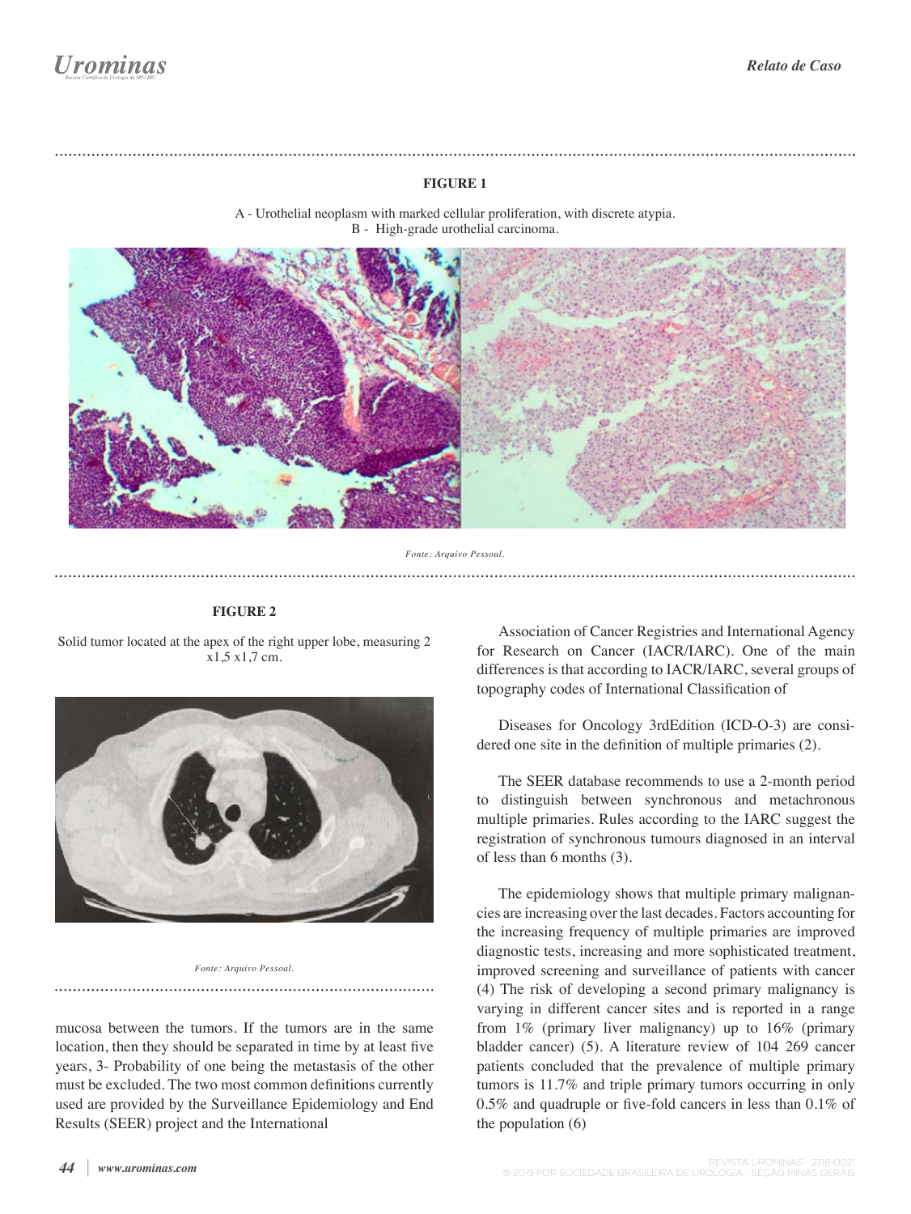**FIGURE 1**

A - Urothelial neoplasm with marked cellular proliferation, with discrete atypia.
B - High-grade urothelial carcinoma.

*Fonte: Arquivo Pessoal.*

**FIGURE 2**

Solid tumor located at the apex of the right upper lobe, measuring 2 x1,5 x1,7 cm.

*Fonte: Arquivo Pessoal.*

mucosa between the tumors. If the tumors are in the same location, then they should be separated in time by at least five years, 3- Probability of one being the metastasis of the other must be excluded. The two most common definitions currently used are provided by the Surveillance Epidemiology and End Results (SEER) project and the International Association of Cancer Registries and International Agency for Research on Cancer (IACR/IARC). One of the main differences is that according to IACR/IARC, several groups of topography codes of International Classification of

Diseases for Oncology 3rdEdition (ICD-O-3) are considered one site in the definition of multiple primaries (2).

The SEER database recommends to use a 2-month period to distinguish between synchronous and metachronous multiple primaries. Rules according to the IARC suggest the registration of synchronous tumours diagnosed in an interval of less than 6 months (3).

The epidemiology shows that multiple primary malignancies are increasing over the last decades. Factors accounting for the increasing frequency of multiple primaries are improved diagnostic tests, increasing and more sophisticated treatment, improved screening and surveillance of patients with cancer (4) The risk of developing a second primary malignancy is varying in different cancer sites and is reported in a range from 1% (primary liver malignancy) up to 16% (primary bladder cancer) (5). A literature review of 104 269 cancer patients concluded that the prevalence of multiple primary tumors is 11.7% and triple primary tumors occurring in only 0.5% and quadruple or five-fold cancers in less than 0.1% of the population (6)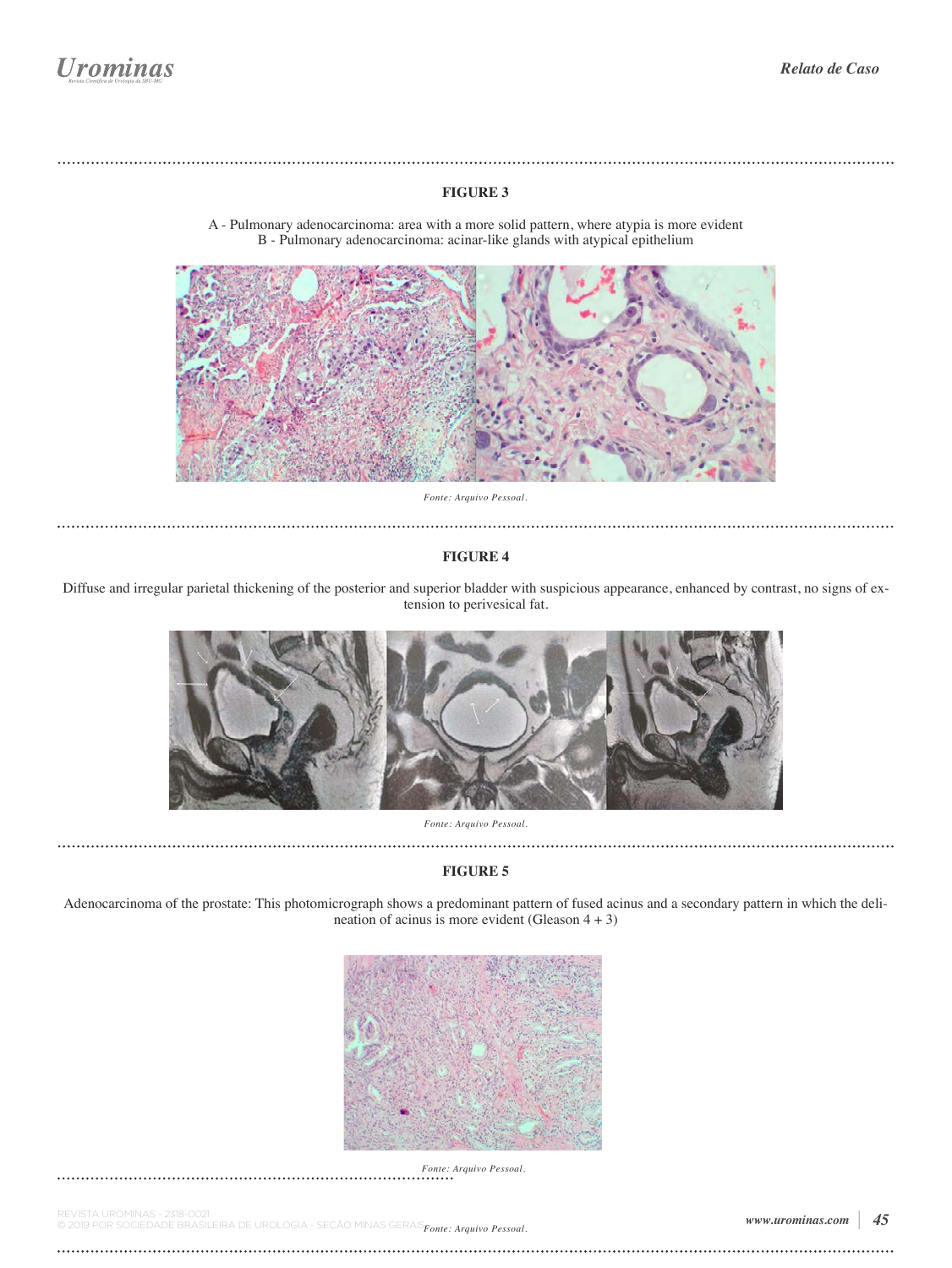**FIGURE 3**

A - Pulmonary adenocarcinoma: area with a more solid pattern, where atypia is more evident
B - Pulmonary adenocarcinoma: acinar-like glands with atypical epithelium

*Fonte: Arquivo Pessoal.*

**FIGURE 4**

Diffuse and irregular parietal thickening of the posterior and superior bladder with suspicious appearance, enhanced by contrast, no signs of extension to perivesical fat.

*Fonte: Arquivo Pessoal.*

**FIGURE 5**

Adenocarcinoma of the prostate: This photomicrograph shows a predominant pattern of fused acinus and a secondary pattern in which the delineation of acinus is more evident (Gleason 4 + 3)

*Fonte: Arquivo Pessoal.*

*Fonte: Arquivo Pessoal.*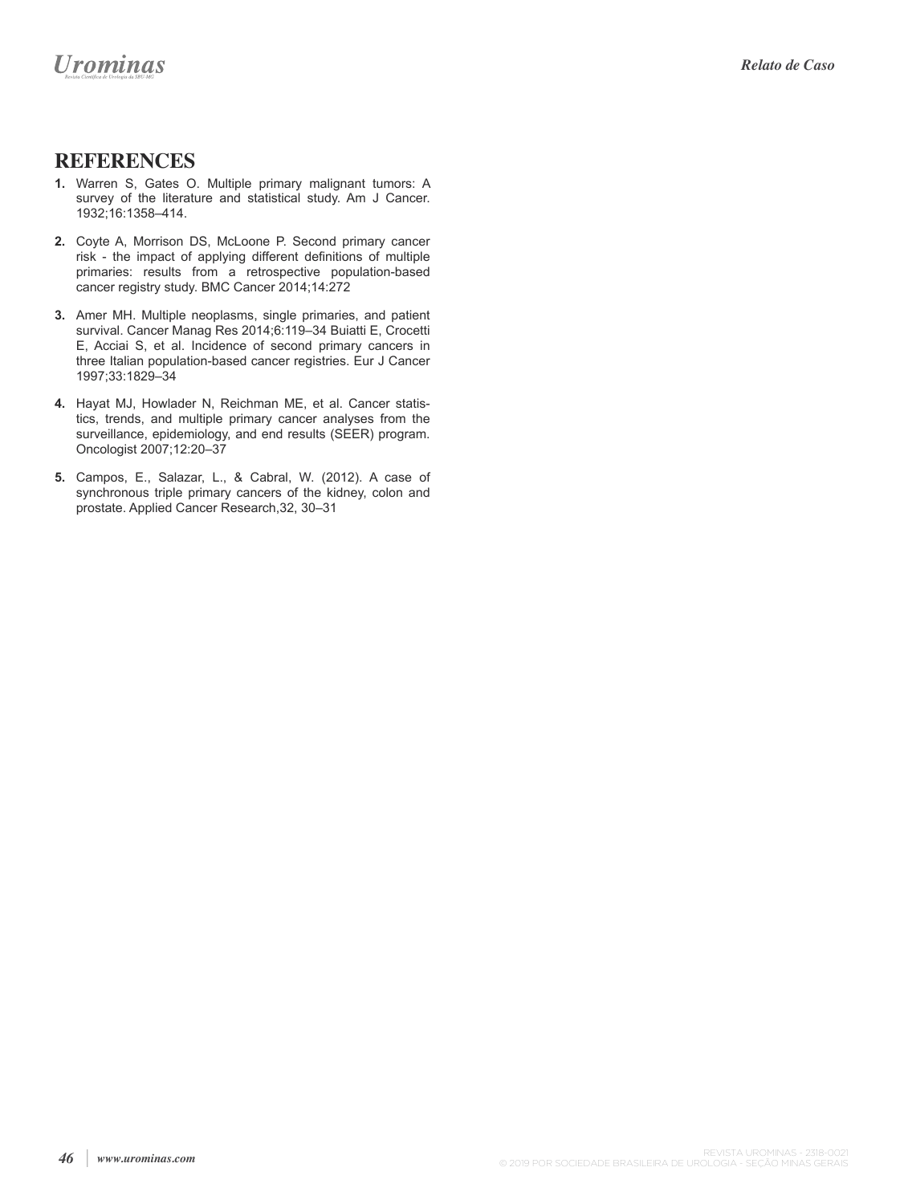## REFERENCES

1. Warren S, Gates O. Multiple primary malignant tumors: A survey of the literature and statistical study. Am J Cancer. 1932;16:1358–414.

2. Coyte A, Morrison DS, McLoone P. Second primary cancer risk - the impact of applying different definitions of multiple primaries: results from a retrospective population-based cancer registry study. BMC Cancer 2014;14:272

3. Amer MH. Multiple neoplasms, single primaries, and patient survival. Cancer Manag Res 2014;6:119–34 Buiatti E, Crocetti E, Acciai S, et al. Incidence of second primary cancers in three Italian population-based cancer registries. Eur J Cancer 1997;33:1829–34

4. Hayat MJ, Howlader N, Reichman ME, et al. Cancer statistics, trends, and multiple primary cancer analyses from the surveillance, epidemiology, and end results (SEER) program. Oncologist 2007;12:20–37

5. Campos, E., Salazar, L., & Cabral, W. (2012). A case of synchronous triple primary cancers of the kidney, colon and prostate. Applied Cancer Research,32, 30–31